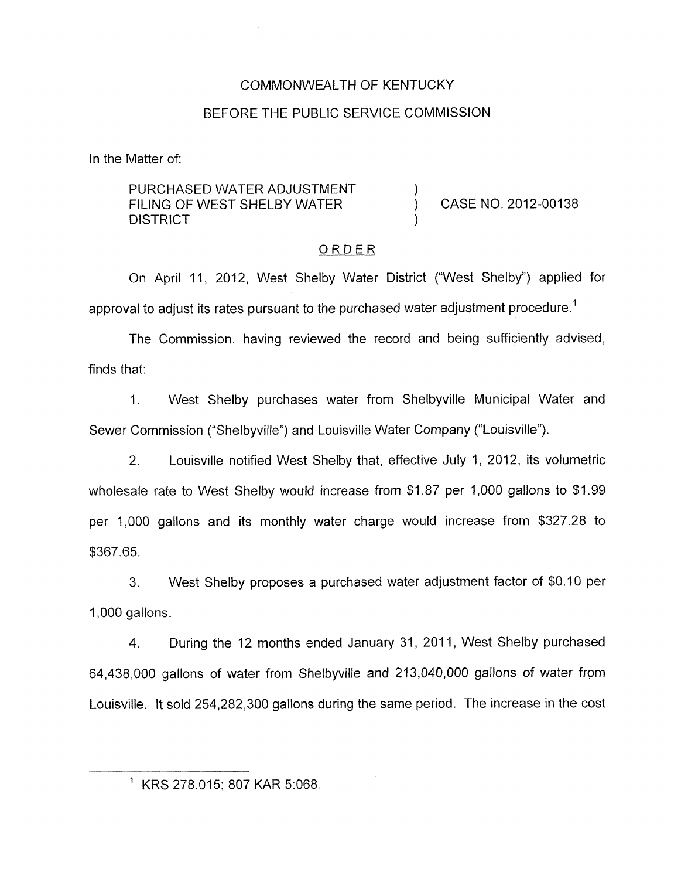COMMONWEALTH OF KENTUCKY

BEFORE THE PUBLIC SERVICE COMMISSION

In the Matter of:

PURCHASED WATER ADJUSTMENT FILING OF WEST SHELBY WATER DISTRICT ) CASE NO. 2012-00138

ORDER

On April 11, 2012, West Shelby Water District ("West Shelby") applied for approval to adjust its rates pursuant to the purchased water adjustment procedure.[1]

The Commission, having reviewed the record and being sufficiently advised, finds that:

1. West Shelby purchases water from Shelbyville Municipal Water and Sewer Commission ("Shelbyville") and Louisville Water Company ("Louisville").

2. Louisville notified West Shelby that, effective July 1, 2012, its volumetric wholesale rate to West Shelby would increase from $1.87 per 1,000 gallons to $1.99 per 1,000 gallons and its monthly water charge would increase from $327.28 to $367.65.

3. West Shelby proposes a purchased water adjustment factor of $0.10 per 1,000 gallons.

4. During the 12 months ended January 31, 2011, West Shelby purchased 64,438,000 gallons of water from Shelbyville and 213,040,000 gallons of water from Louisville. It sold 254,282,300 gallons during the same period. The increase in the cost

[1] KRS 278.015; 807 KAR 5:068.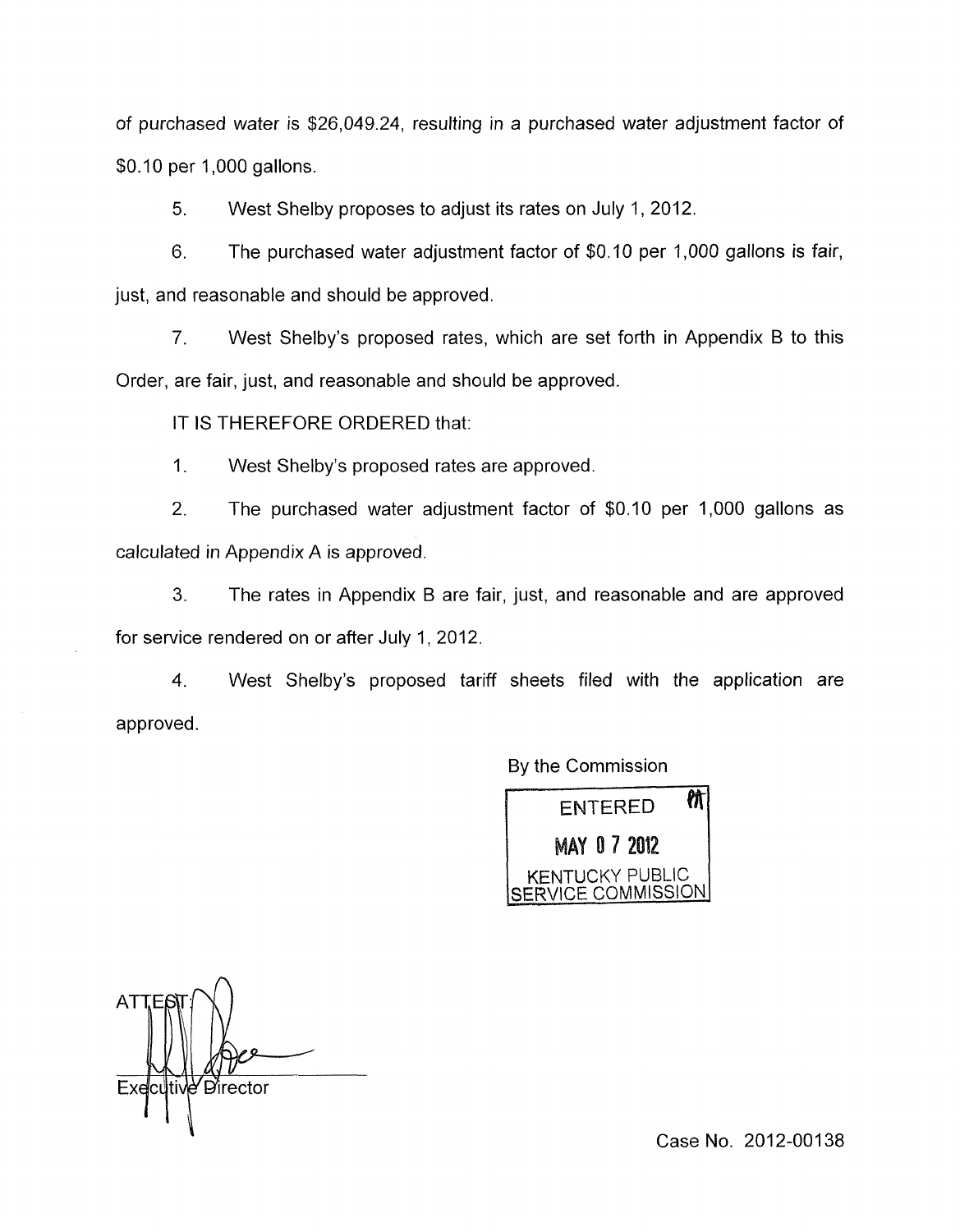of purchased water is $26,049.24, resulting in a purchased water adjustment factor of $0.10 per 1,000 gallons.

5. West Shelby proposes to adjust its rates on July 1, 2012.

6. The purchased water adjustment factor of $0.10 per 1,000 gallons is fair, just, and reasonable and should be approved.

7. West Shelby's proposed rates, which are set forth in Appendix B to this Order, are fair, just, and reasonable and should be approved.

IT IS THEREFORE ORDERED that:

1. West Shelby's proposed rates are approved.

2. The purchased water adjustment factor of $0.10 per 1,000 gallons as calculated in Appendix A is approved.

3. The rates in Appendix B are fair, just, and reasonable and are approved for service rendered on or after July 1, 2012.

4. West Shelby's proposed tariff sheets filed with the application are approved.

By the Commission

ENTERED
MAY 07 2012
KENTUCKY PUBLIC SERVICE COMMISSION

ATTEST:

Executive Director

Case No. 2012-00138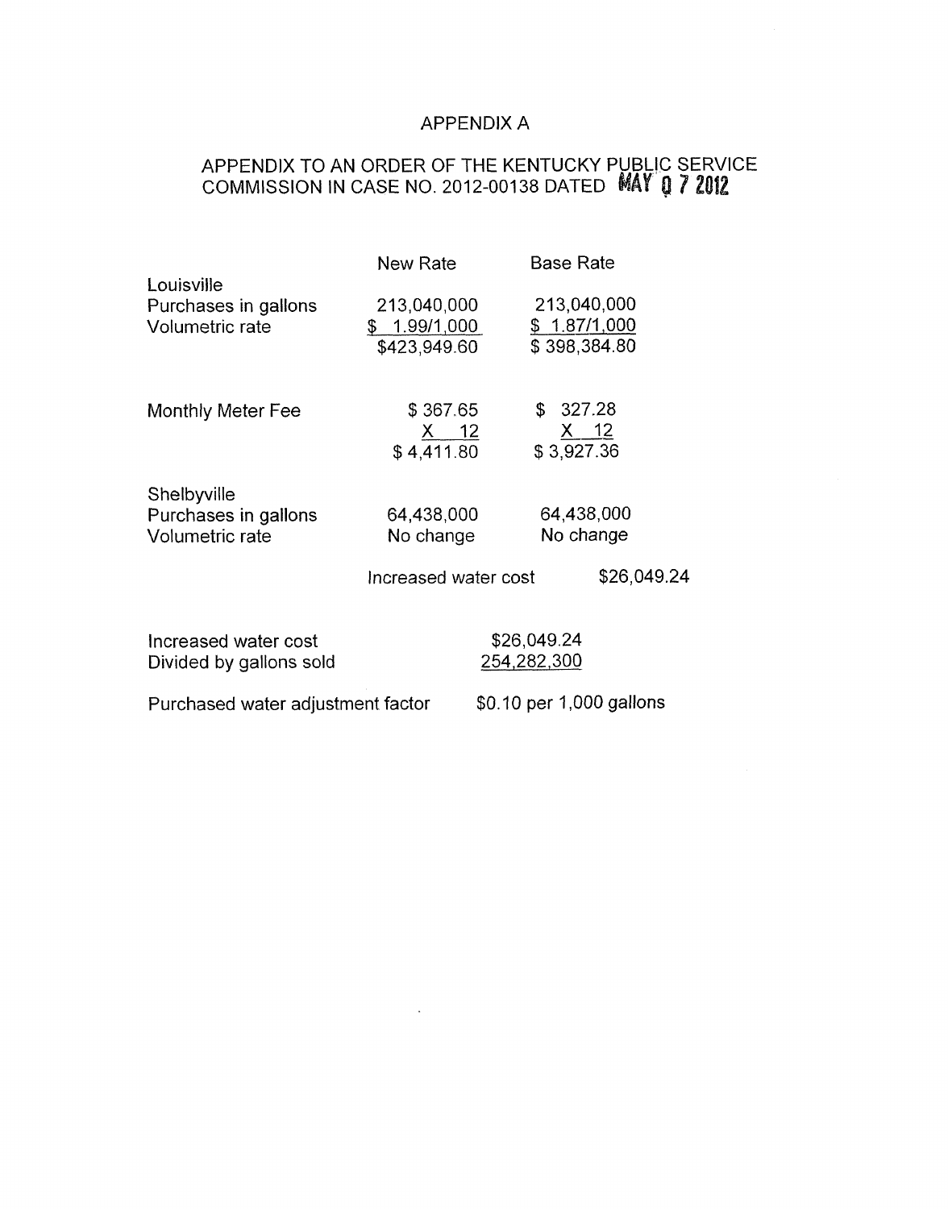# APPENDIX A

## APPENDIX TO AN ORDER OF THE KENTUCKY PUBLIC SERVICE COMMISSION IN CASE NO. 2012-00138 DATED MAY 07 2012

| | New Rate | Base Rate |
|---|---|---|
| Louisville | | |
| Purchases in gallons | 213,040,000 | 213,040,000 |
| Volumetric rate | $ 1.99/1,000 | $ 1.87/1,000 |
| | $423,949.60 | $ 398,384.80 |
| | | |
| Monthly Meter Fee | $ 367.65 | $ 327.28 |
| | X 12 | X 12 |
| | $ 4,411.80 | $ 3,927.36 |
| | | |
| Shelbyville | | |
| Purchases in gallons | 64,438,000 | 64,438,000 |
| Volumetric rate | No change | No change |
| | Increased water cost | $26,049.24 |

| | |
|---|---|
| Increased water cost | $26,049.24 |
| Divided by gallons sold | 254,282,300 |
| Purchased water adjustment factor | $0.10 per 1,000 gallons |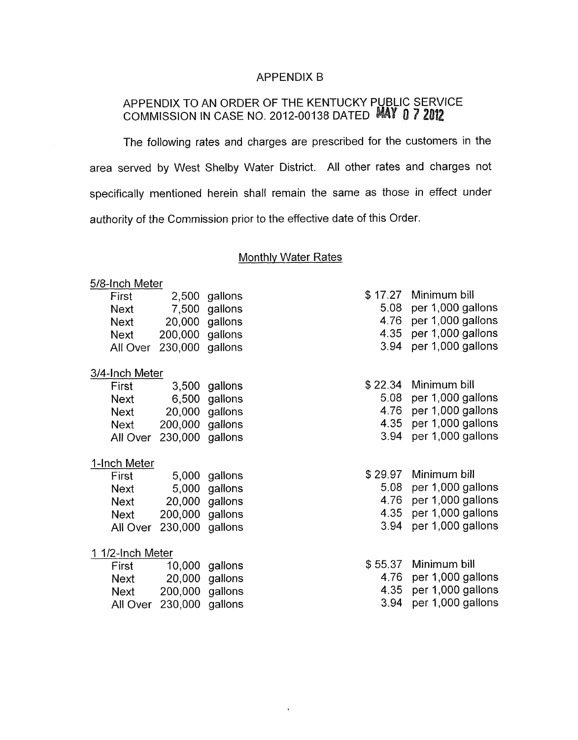# APPENDIX B

## APPENDIX TO AN ORDER OF THE KENTUCKY PUBLIC SERVICE COMMISSION IN CASE NO. 2012-00138 DATED MAY 0 7 2012

The following rates and charges are prescribed for the customers in the area served by West Shelby Water District. All other rates and charges not specifically mentioned herein shall remain the same as those in effect under authority of the Commission prior to the effective date of this Order.

### Monthly Water Rates

**5/8-Inch Meter**

| | | | | |
|---|---|---|---|---|
| First | 2,500 | gallons | $ 17.27 | Minimum bill |
| Next | 7,500 | gallons | 5.08 | per 1,000 gallons |
| Next | 20,000 | gallons | 4.76 | per 1,000 gallons |
| Next | 200,000 | gallons | 4.35 | per 1,000 gallons |
| All Over | 230,000 | gallons | 3.94 | per 1,000 gallons |

**3/4-Inch Meter**

| | | | | |
|---|---|---|---|---|
| First | 3,500 | gallons | $ 22.34 | Minimum bill |
| Next | 6,500 | gallons | 5.08 | per 1,000 gallons |
| Next | 20,000 | gallons | 4.76 | per 1,000 gallons |
| Next | 200,000 | gallons | 4.35 | per 1,000 gallons |
| All Over | 230,000 | gallons | 3.94 | per 1,000 gallons |

**1-Inch Meter**

| | | | | |
|---|---|---|---|---|
| First | 5,000 | gallons | $ 29.97 | Minimum bill |
| Next | 5,000 | gallons | 5.08 | per 1,000 gallons |
| Next | 20,000 | gallons | 4.76 | per 1,000 gallons |
| Next | 200,000 | gallons | 4.35 | per 1,000 gallons |
| All Over | 230,000 | gallons | 3.94 | per 1,000 gallons |

**1 1/2-Inch Meter**

| | | | | |
|---|---|---|---|---|
| First | 10,000 | gallons | $ 55.37 | Minimum bill |
| Next | 20,000 | gallons | 4.76 | per 1,000 gallons |
| Next | 200,000 | gallons | 4.35 | per 1,000 gallons |
| All Over | 230,000 | gallons | 3.94 | per 1,000 gallons |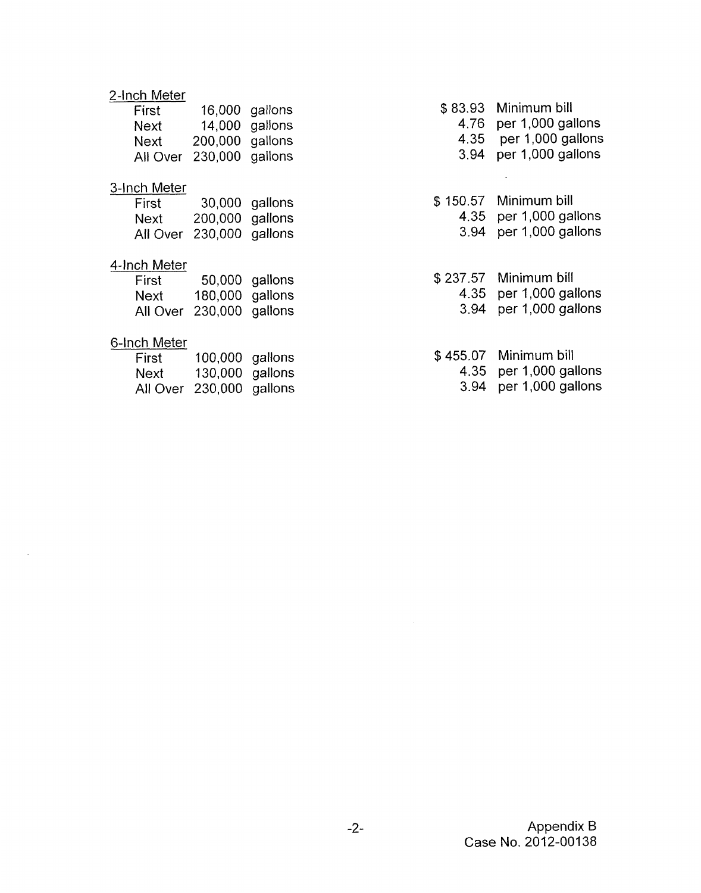2-Inch Meter

| | | | | |
|---|---|---|---|---|
| First | 16,000 | gallons | $ 83.93 | Minimum bill |
| Next | 14,000 | gallons | 4.76 | per 1,000 gallons |
| Next | 200,000 | gallons | 4.35 | per 1,000 gallons |
| All Over | 230,000 | gallons | 3.94 | per 1,000 gallons |

3-Inch Meter

| | | | | |
|---|---|---|---|---|
| First | 30,000 | gallons | $ 150.57 | Minimum bill |
| Next | 200,000 | gallons | 4.35 | per 1,000 gallons |
| All Over | 230,000 | gallons | 3.94 | per 1,000 gallons |

4-Inch Meter

| | | | | |
|---|---|---|---|---|
| First | 50,000 | gallons | $ 237.57 | Minimum bill |
| Next | 180,000 | gallons | 4.35 | per 1,000 gallons |
| All Over | 230,000 | gallons | 3.94 | per 1,000 gallons |

6-Inch Meter

| | | | | |
|---|---|---|---|---|
| First | 100,000 | gallons | $ 455.07 | Minimum bill |
| Next | 130,000 | gallons | 4.35 | per 1,000 gallons |
| All Over | 230,000 | gallons | 3.94 | per 1,000 gallons |

Appendix B
Case No. 2012-00138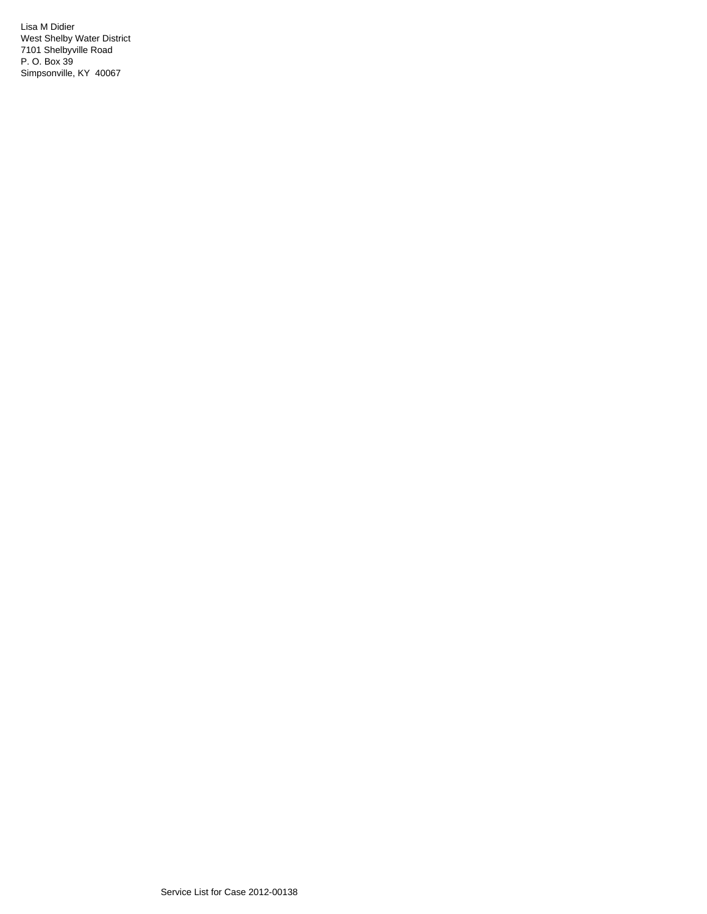Lisa M Didier
West Shelby Water District
7101 Shelbyville Road
P. O. Box 39
Simpsonville, KY  40067